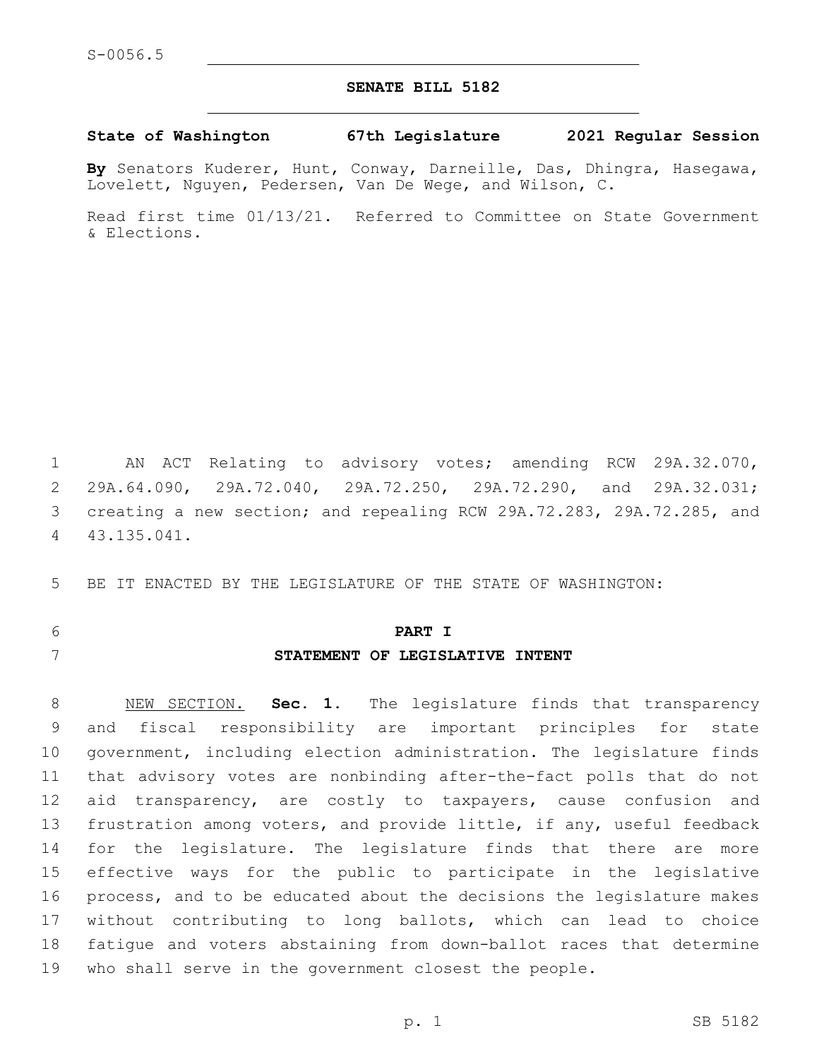S-0056.5

# SENATE BILL 5182

**State of Washington 67th Legislature 2021 Regular Session**

**By** Senators Kuderer, Hunt, Conway, Darneille, Das, Dhingra, Hasegawa, Lovelett, Nguyen, Pedersen, Van De Wege, and Wilson, C.

Read first time 01/13/21. Referred to Committee on State Government & Elections.

AN ACT Relating to advisory votes; amending RCW 29A.32.070, 29A.64.090, 29A.72.040, 29A.72.250, 29A.72.290, and 29A.32.031; creating a new section; and repealing RCW 29A.72.283, 29A.72.285, and 43.135.041.

BE IT ENACTED BY THE LEGISLATURE OF THE STATE OF WASHINGTON:

## PART I
## STATEMENT OF LEGISLATIVE INTENT

NEW SECTION. **Sec. 1.** The legislature finds that transparency and fiscal responsibility are important principles for state government, including election administration. The legislature finds that advisory votes are nonbinding after-the-fact polls that do not aid transparency, are costly to taxpayers, cause confusion and frustration among voters, and provide little, if any, useful feedback for the legislature. The legislature finds that there are more effective ways for the public to participate in the legislative process, and to be educated about the decisions the legislature makes without contributing to long ballots, which can lead to choice fatigue and voters abstaining from down-ballot races that determine who shall serve in the government closest the people.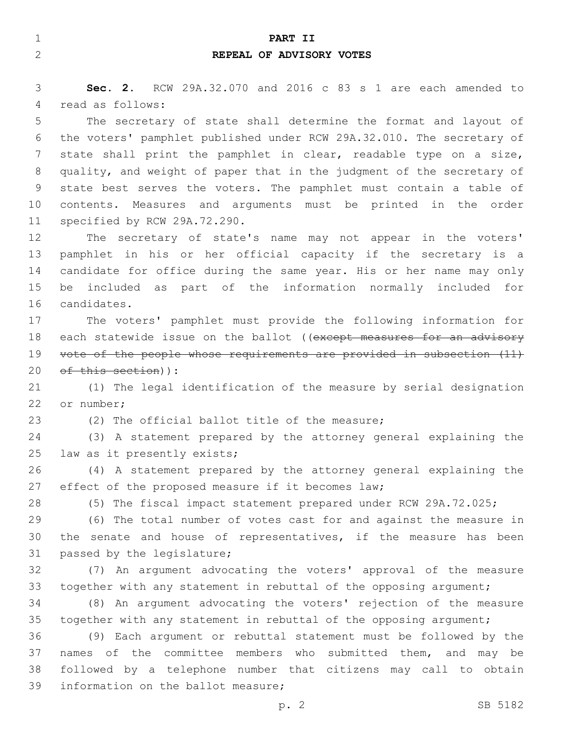# PART II
## REPEAL OF ADVISORY VOTES

**Sec. 2.** RCW 29A.32.070 and 2016 c 83 s 1 are each amended to read as follows:

The secretary of state shall determine the format and layout of the voters' pamphlet published under RCW 29A.32.010. The secretary of state shall print the pamphlet in clear, readable type on a size, quality, and weight of paper that in the judgment of the secretary of state best serves the voters. The pamphlet must contain a table of contents. Measures and arguments must be printed in the order specified by RCW 29A.72.290.

The secretary of state's name may not appear in the voters' pamphlet in his or her official capacity if the secretary is a candidate for office during the same year. His or her name may only be included as part of the information normally included for candidates.

The voters' pamphlet must provide the following information for each statewide issue on the ballot ((~~except measures for an advisory vote of the people whose requirements are provided in subsection (11) of this section~~)):

(1) The legal identification of the measure by serial designation or number;

(2) The official ballot title of the measure;

(3) A statement prepared by the attorney general explaining the law as it presently exists;

(4) A statement prepared by the attorney general explaining the effect of the proposed measure if it becomes law;

(5) The fiscal impact statement prepared under RCW 29A.72.025;

(6) The total number of votes cast for and against the measure in the senate and house of representatives, if the measure has been passed by the legislature;

(7) An argument advocating the voters' approval of the measure together with any statement in rebuttal of the opposing argument;

(8) An argument advocating the voters' rejection of the measure together with any statement in rebuttal of the opposing argument;

(9) Each argument or rebuttal statement must be followed by the names of the committee members who submitted them, and may be followed by a telephone number that citizens may call to obtain information on the ballot measure;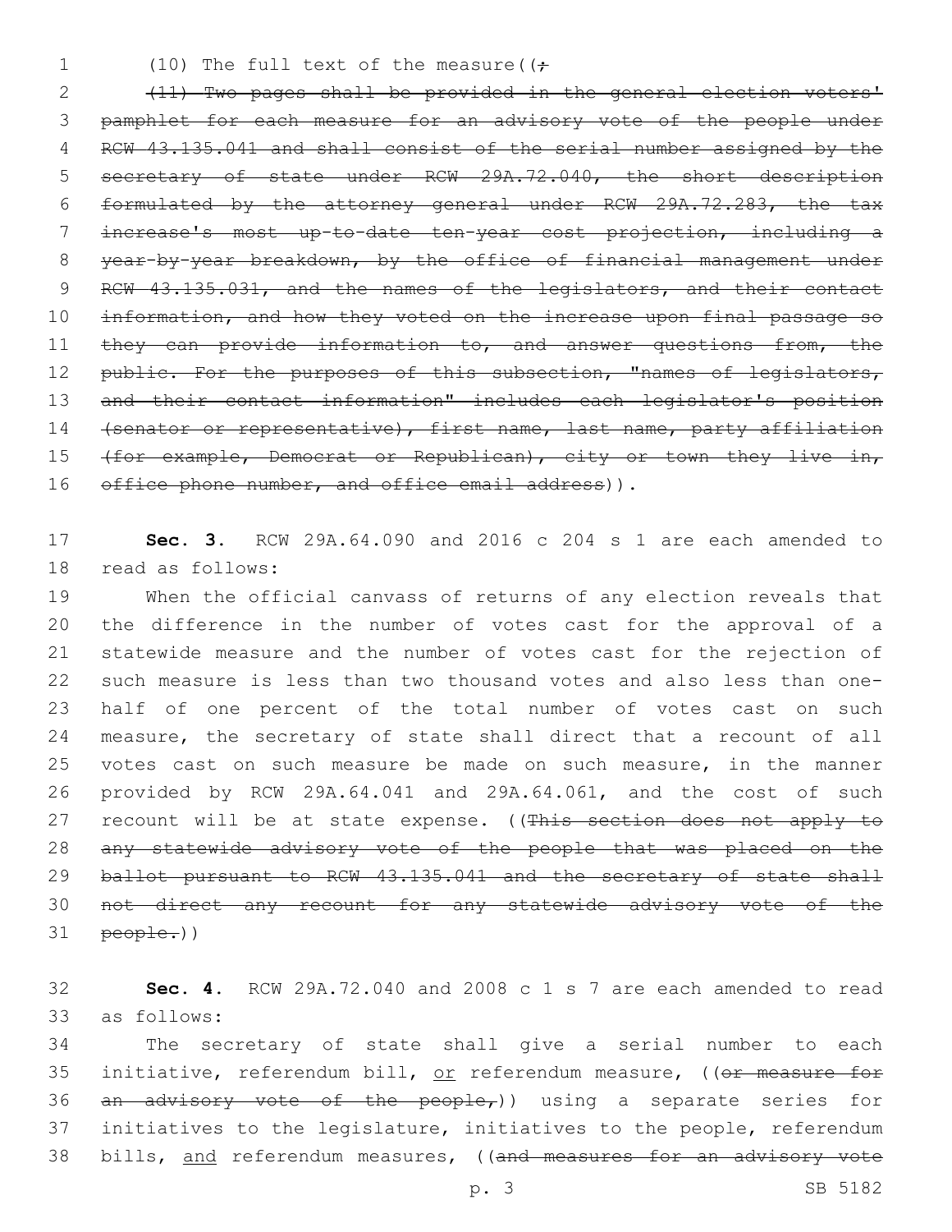(10) The full text of the measure((~~;~~

~~(11) Two pages shall be provided in the general election voters' pamphlet for each measure for an advisory vote of the people under RCW 43.135.041 and shall consist of the serial number assigned by the secretary of state under RCW 29A.72.040, the short description formulated by the attorney general under RCW 29A.72.283, the tax increase's most up-to-date ten-year cost projection, including a year-by-year breakdown, by the office of financial management under RCW 43.135.031, and the names of the legislators, and their contact information, and how they voted on the increase upon final passage so they can provide information to, and answer questions from, the public. For the purposes of this subsection, "names of legislators, and their contact information" includes each legislator's position (senator or representative), first name, last name, party affiliation (for example, Democrat or Republican), city or town they live in, office phone number, and office email address~~)).

**Sec. 3.** RCW 29A.64.090 and 2016 c 204 s 1 are each amended to read as follows:

When the official canvass of returns of any election reveals that the difference in the number of votes cast for the approval of a statewide measure and the number of votes cast for the rejection of such measure is less than two thousand votes and also less than one-half of one percent of the total number of votes cast on such measure, the secretary of state shall direct that a recount of all votes cast on such measure be made on such measure, in the manner provided by RCW 29A.64.041 and 29A.64.061, and the cost of such recount will be at state expense. ((~~This section does not apply to any statewide advisory vote of the people that was placed on the ballot pursuant to RCW 43.135.041 and the secretary of state shall not direct any recount for any statewide advisory vote of the people.~~))

**Sec. 4.** RCW 29A.72.040 and 2008 c 1 s 7 are each amended to read as follows:

The secretary of state shall give a serial number to each initiative, referendum bill, <u>or</u> referendum measure, ((~~or measure for an advisory vote of the people,~~)) using a separate series for initiatives to the legislature, initiatives to the people, referendum bills, <u>and</u> referendum measures, ((~~and measures for an advisory vote~~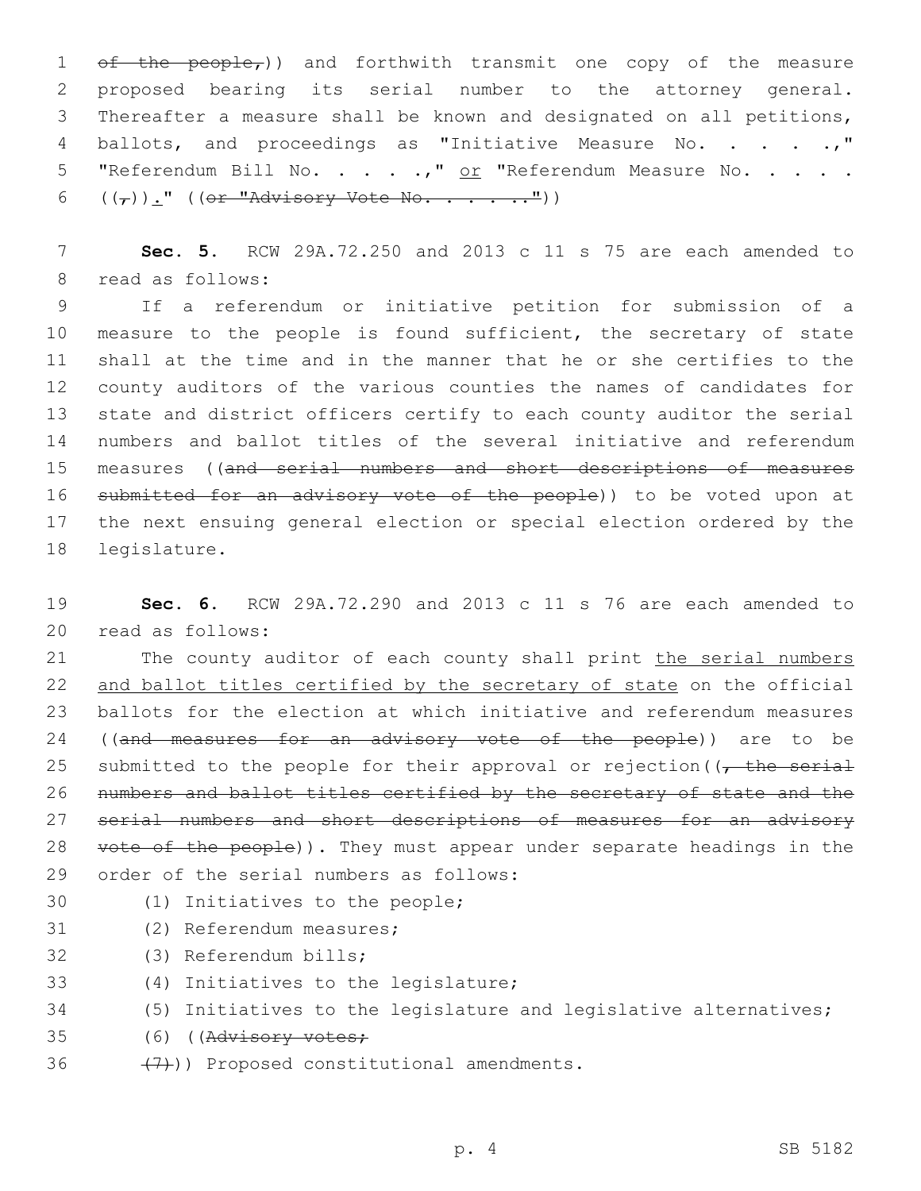~~of the people,~~)) and forthwith transmit one copy of the measure proposed bearing its serial number to the attorney general. Thereafter a measure shall be known and designated on all petitions, ballots, and proceedings as "Initiative Measure No. . . . .," "Referendum Bill No. . . . .," or "Referendum Measure No. . . . . ((~~,~~))." ((~~or "Advisory Vote No. . . . . ."~~))

**Sec. 5.** RCW 29A.72.250 and 2013 c 11 s 75 are each amended to read as follows:

If a referendum or initiative petition for submission of a measure to the people is found sufficient, the secretary of state shall at the time and in the manner that he or she certifies to the county auditors of the various counties the names of candidates for state and district officers certify to each county auditor the serial numbers and ballot titles of the several initiative and referendum measures ((~~and serial numbers and short descriptions of measures submitted for an advisory vote of the people~~)) to be voted upon at the next ensuing general election or special election ordered by the legislature.

**Sec. 6.** RCW 29A.72.290 and 2013 c 11 s 76 are each amended to read as follows:

The county auditor of each county shall print the serial numbers and ballot titles certified by the secretary of state on the official ballots for the election at which initiative and referendum measures ((~~and measures for an advisory vote of the people~~)) are to be submitted to the people for their approval or rejection((~~, the serial numbers and ballot titles certified by the secretary of state and the serial numbers and short descriptions of measures for an advisory vote of the people~~)). They must appear under separate headings in the order of the serial numbers as follows:

(1) Initiatives to the people;

(2) Referendum measures;

(3) Referendum bills;

(4) Initiatives to the legislature;

(5) Initiatives to the legislature and legislative alternatives;

(6) ((~~Advisory votes;~~

~~(7)~~)) Proposed constitutional amendments.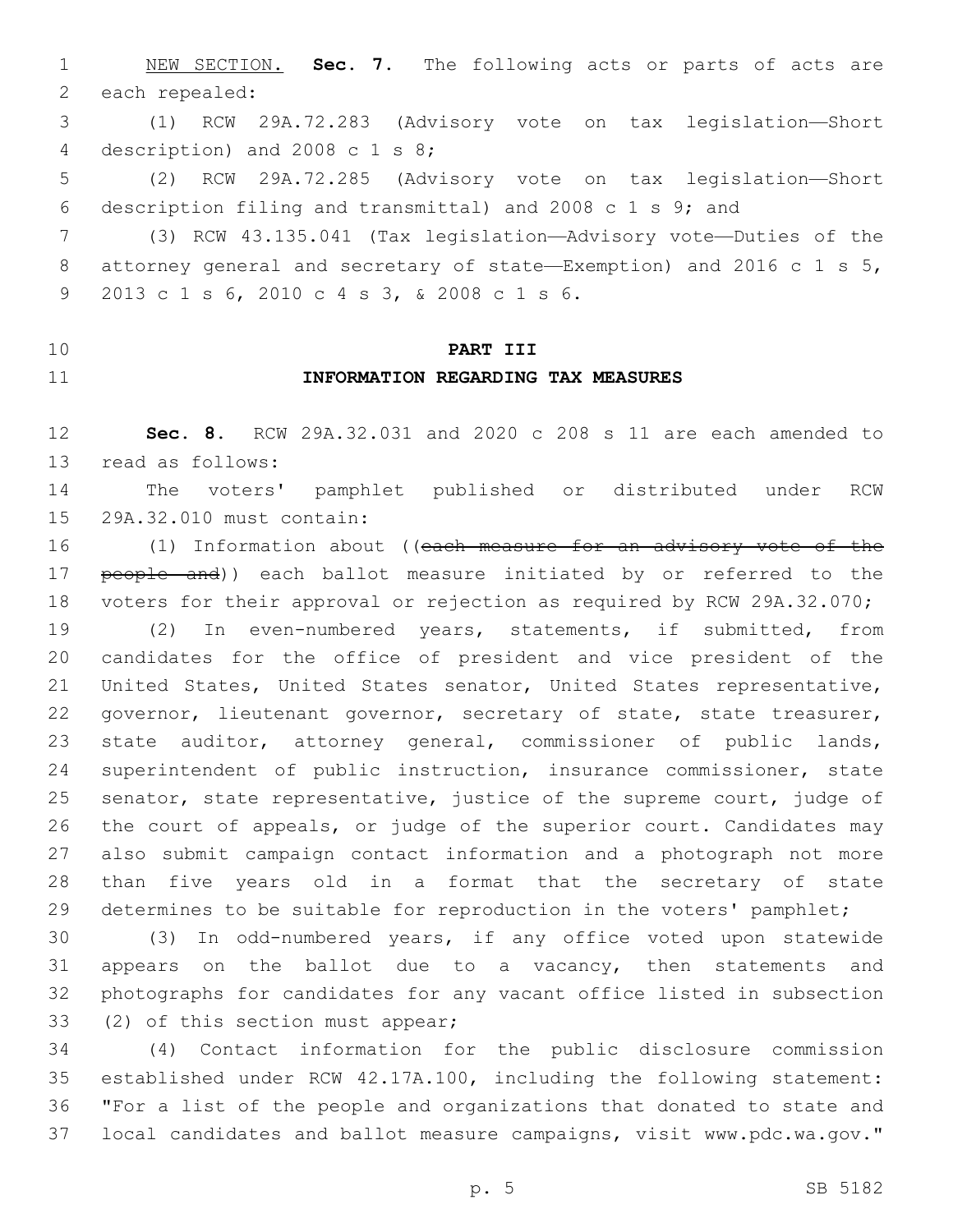NEW SECTION. **Sec. 7.** The following acts or parts of acts are each repealed:

(1) RCW 29A.72.283 (Advisory vote on tax legislation—Short description) and 2008 c 1 s 8;

(2) RCW 29A.72.285 (Advisory vote on tax legislation—Short description filing and transmittal) and 2008 c 1 s 9; and

(3) RCW 43.135.041 (Tax legislation—Advisory vote—Duties of the attorney general and secretary of state—Exemption) and 2016 c 1 s 5, 2013 c 1 s 6, 2010 c 4 s 3, & 2008 c 1 s 6.

## PART III

## INFORMATION REGARDING TAX MEASURES

**Sec. 8.** RCW 29A.32.031 and 2020 c 208 s 11 are each amended to read as follows:

The voters' pamphlet published or distributed under RCW 29A.32.010 must contain:

(1) Information about ((~~each measure for an advisory vote of the people and~~)) each ballot measure initiated by or referred to the voters for their approval or rejection as required by RCW 29A.32.070;

(2) In even-numbered years, statements, if submitted, from candidates for the office of president and vice president of the United States, United States senator, United States representative, governor, lieutenant governor, secretary of state, state treasurer, state auditor, attorney general, commissioner of public lands, superintendent of public instruction, insurance commissioner, state senator, state representative, justice of the supreme court, judge of the court of appeals, or judge of the superior court. Candidates may also submit campaign contact information and a photograph not more than five years old in a format that the secretary of state determines to be suitable for reproduction in the voters' pamphlet;

(3) In odd-numbered years, if any office voted upon statewide appears on the ballot due to a vacancy, then statements and photographs for candidates for any vacant office listed in subsection (2) of this section must appear;

(4) Contact information for the public disclosure commission established under RCW 42.17A.100, including the following statement: "For a list of the people and organizations that donated to state and local candidates and ballot measure campaigns, visit www.pdc.wa.gov."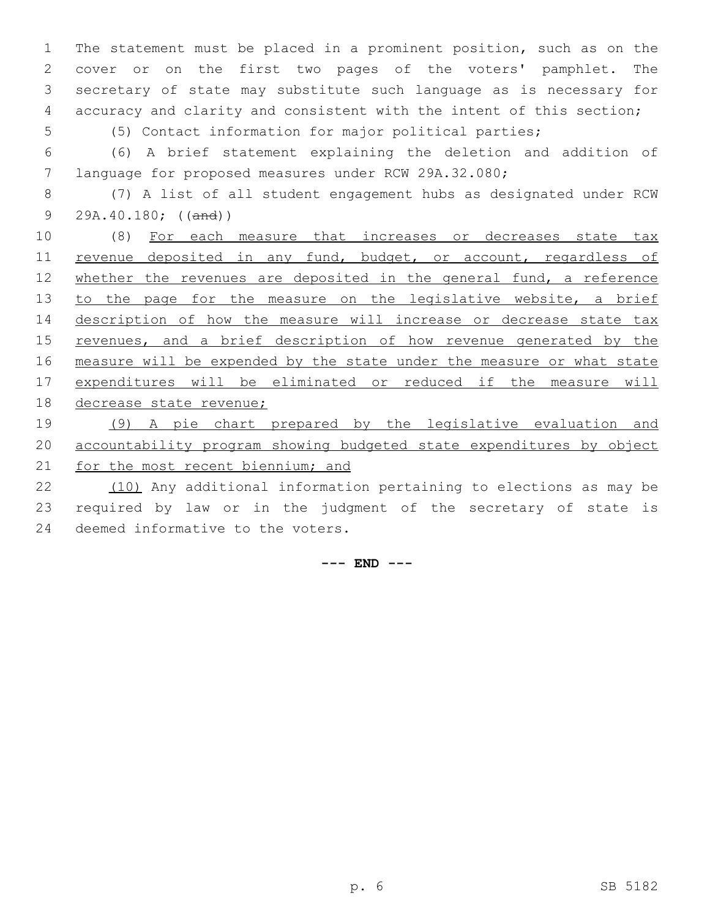The statement must be placed in a prominent position, such as on the cover or on the first two pages of the voters' pamphlet. The secretary of state may substitute such language as is necessary for accuracy and clarity and consistent with the intent of this section;

(5) Contact information for major political parties;

(6) A brief statement explaining the deletion and addition of language for proposed measures under RCW 29A.32.080;

(7) A list of all student engagement hubs as designated under RCW 29A.40.180; ((and))

(8) For each measure that increases or decreases state tax revenue deposited in any fund, budget, or account, regardless of whether the revenues are deposited in the general fund, a reference to the page for the measure on the legislative website, a brief description of how the measure will increase or decrease state tax revenues, and a brief description of how revenue generated by the measure will be expended by the state under the measure or what state expenditures will be eliminated or reduced if the measure will decrease state revenue;

(9) A pie chart prepared by the legislative evaluation and accountability program showing budgeted state expenditures by object for the most recent biennium; and

(10) Any additional information pertaining to elections as may be required by law or in the judgment of the secretary of state is deemed informative to the voters.

**--- END ---**